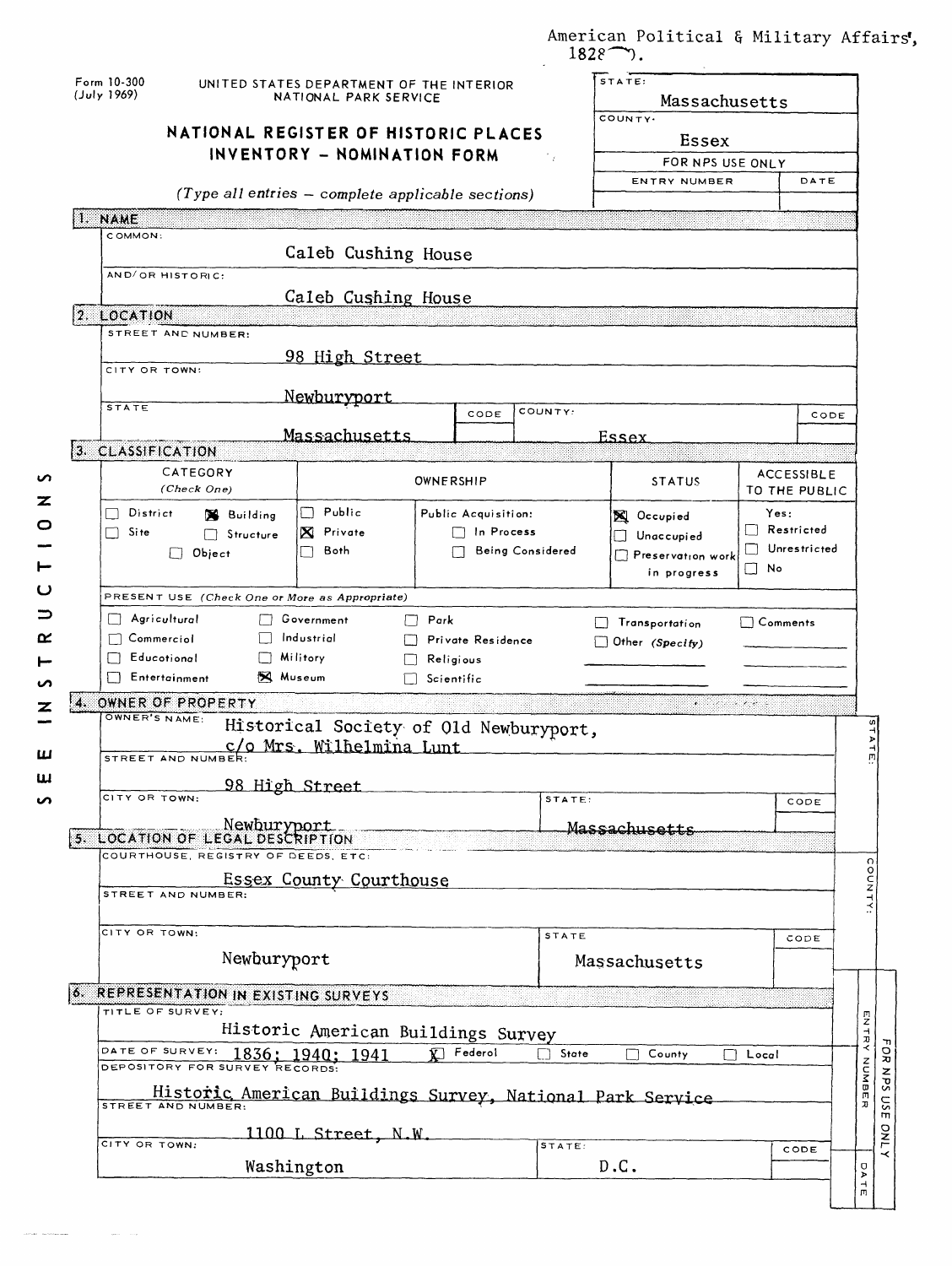American Political & Military Affairs, 1828—).

Form 10-300 (July 1969)

UNITED STATES DEPARTMENT OF THE INTERIOR
NATIONAL PARK SERVICE

# NATIONAL REGISTER OF HISTORIC PLACES INVENTORY - NOMINATION FORM

*(Type all entries — complete applicable sections)*

| STATE: | |
|---|---|
| Massachusetts | |
| COUNTY: | |
| Essex | |
| FOR NPS USE ONLY | |
| ENTRY NUMBER | DATE |
| | |

SEE INSTRUCTIONS

## 1. NAME

COMMON:
Caleb Cushing House

AND/OR HISTORIC:
Caleb Cushing House

## 2. LOCATION

STREET AND NUMBER:
98 High Street

CITY OR TOWN:
Newburyport

| STATE | CODE | COUNTY: | CODE |
|---|---|---|---|
| Massachusetts | | Essex | |

## 3. CLASSIFICATION

| CATEGORY (Check One) | OWNERSHIP | | STATUS | ACCESSIBLE TO THE PUBLIC |
|---|---|---|---|---|
| ☐ District ☒ Building ☐ Site ☐ Structure ☐ Object | ☐ Public ☒ Private ☐ Both | Public Acquisition: ☐ In Process ☐ Being Considered | ☒ Occupied ☐ Unoccupied ☐ Preservation work in progress | Yes: ☐ Restricted ☐ Unrestricted ☐ No |

PRESENT USE *(Check One or More as Appropriate)*

| | | | | |
|---|---|---|---|---|
| ☐ Agricultural | ☐ Government | ☐ Park | ☐ Transportation | ☐ Comments |
| ☐ Commercial | ☐ Industrial | ☐ Private Residence | ☐ Other (Specify) | |
| ☐ Educational | ☐ Military | ☐ Religious | | |
| ☐ Entertainment | ☒ Museum | ☐ Scientific | | |

## 4. OWNER OF PROPERTY

OWNER'S NAME:
Historical Society of Old Newburyport,
c/o Mrs. Wilhelmina Lunt

STREET AND NUMBER:
98 High Street

| CITY OR TOWN: | STATE: | CODE |
|---|---|---|
| Newburyport | Massachusetts | |

## 5. LOCATION OF LEGAL DESCRIPTION

COURTHOUSE, REGISTRY OF DEEDS, ETC:
Essex County Courthouse

STREET AND NUMBER:

| CITY OR TOWN: | STATE | CODE |
|---|---|---|
| Newburyport | Massachusetts | |

## 6. REPRESENTATION IN EXISTING SURVEYS

TITLE OF SURVEY:
Historic American Buildings Survey

DATE OF SURVEY: 1836; 1940; 1941 ☒ Federal ☐ State ☐ County ☐ Local

DEPOSITORY FOR SURVEY RECORDS:
Historic American Buildings Survey, National Park Service

STREET AND NUMBER:
1100 L Street, N.W.

| CITY OR TOWN: | STATE: | CODE |
|---|---|---|
| Washington | D.C. | |

STATE: / COUNTY: / FOR NPS USE ONLY — ENTRY NUMBER / DATE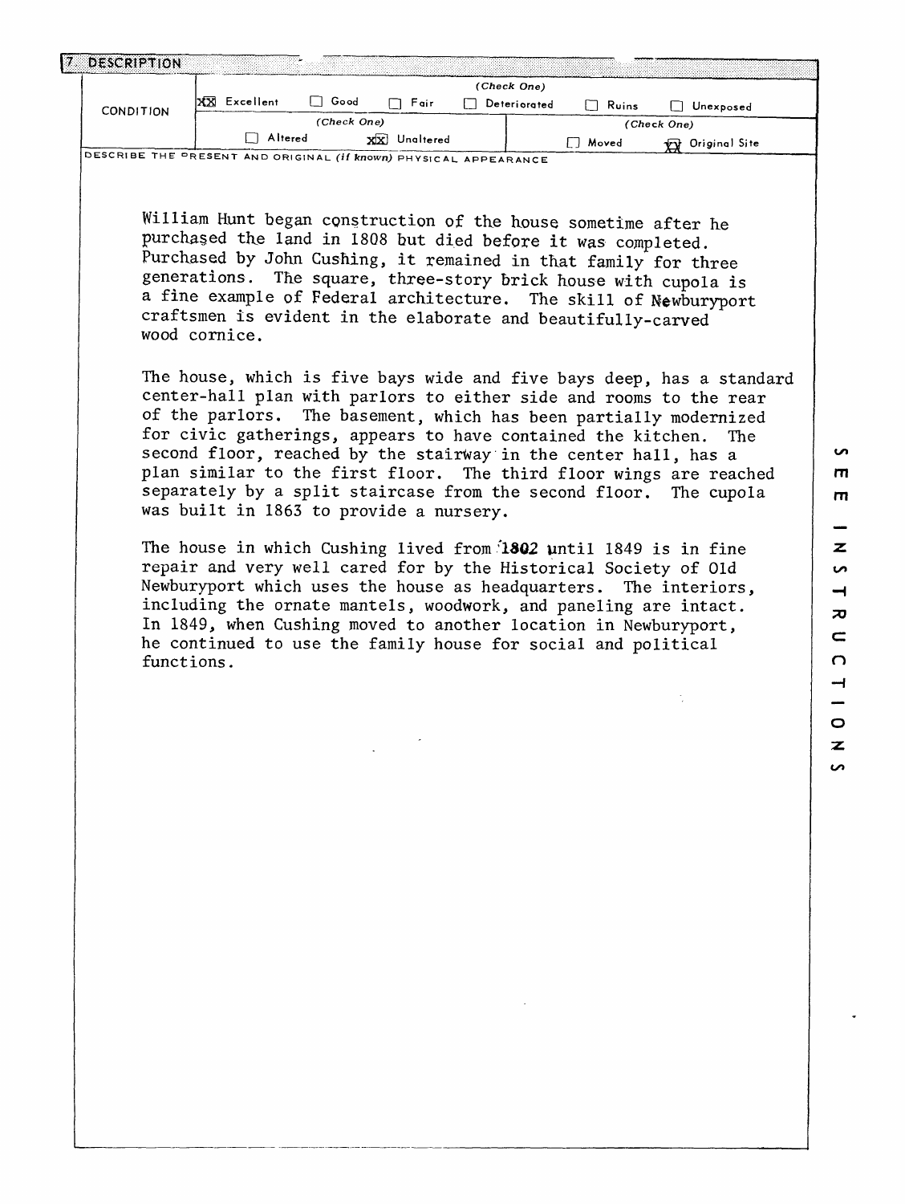## 7. DESCRIPTION

| | | | | | | |
|---|---|---|---|---|---|---|
| CONDITION | *(Check One)* | | | | | |
| | [X] Excellent | [ ] Good | [ ] Fair | [ ] Deteriorated | [ ] Ruins | [ ] Unexposed |
| | *(Check One)* | | | *(Check One)* | | |
| | [ ] Altered | [X] Unaltered | | [ ] Moved | [X] Original Site | |

DESCRIBE THE PRESENT AND ORIGINAL *(if known)* PHYSICAL APPEARANCE

William Hunt began construction of the house sometime after he purchased the land in 1808 but died before it was completed. Purchased by John Cushing, it remained in that family for three generations. The square, three-story brick house with cupola is a fine example of Federal architecture. The skill of Newburyport craftsmen is evident in the elaborate and beautifully-carved wood cornice.

The house, which is five bays wide and five bays deep, has a standard center-hall plan with parlors to either side and rooms to the rear of the parlors. The basement, which has been partially modernized for civic gatherings, appears to have contained the kitchen. The second floor, reached by the stairway in the center hall, has a plan similar to the first floor. The third floor wings are reached separately by a split staircase from the second floor. The cupola was built in 1863 to provide a nursery.

The house in which Cushing lived from 1802 until 1849 is in fine repair and very well cared for by the Historical Society of Old Newburyport which uses the house as headquarters. The interiors, including the ornate mantels, woodwork, and paneling are intact. In 1849, when Cushing moved to another location in Newburyport, he continued to use the family house for social and political functions.

SEE INSTRUCTIONS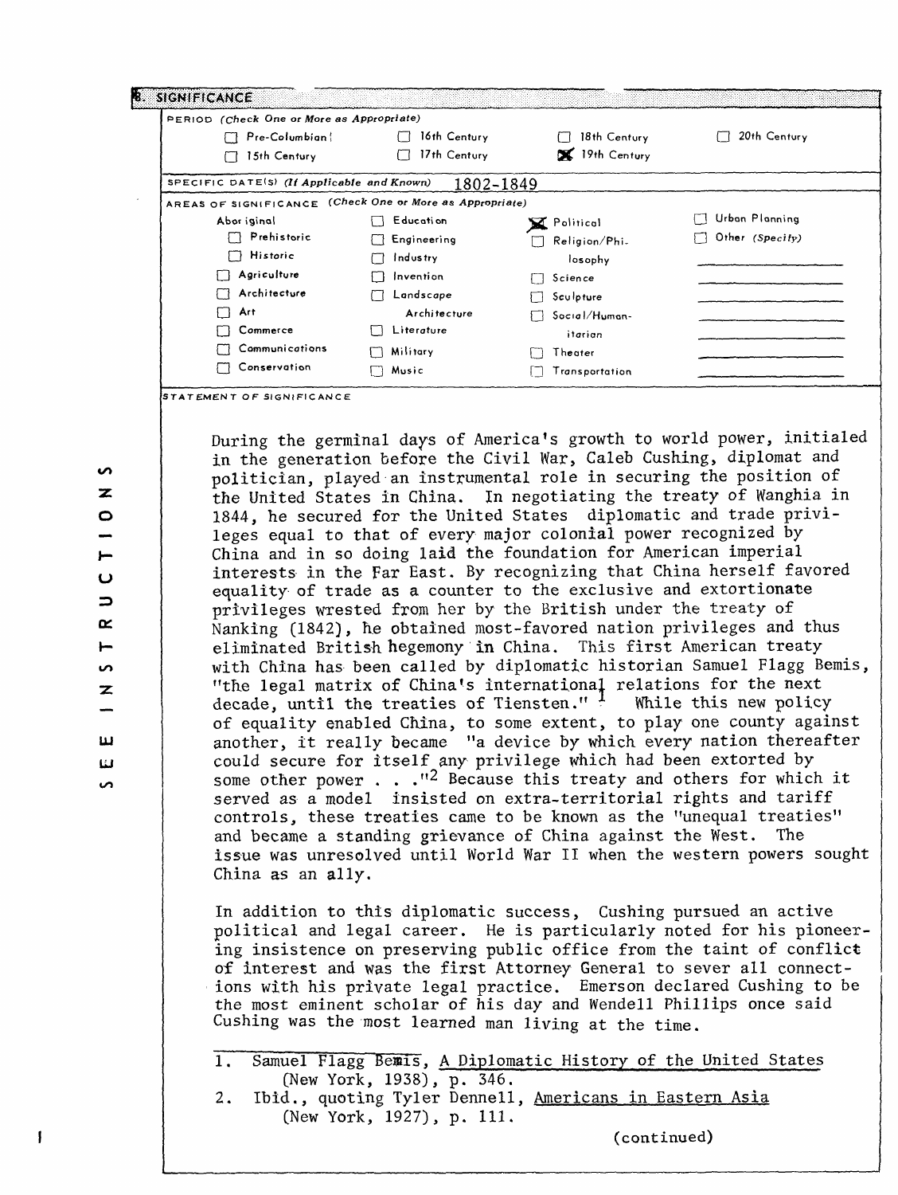## 8. SIGNIFICANCE

PERIOD (Check One or More as Appropriate)

| | | | |
|---|---|---|---|
| ☐ Pre-Columbian | ☐ 16th Century | ☐ 18th Century | ☐ 20th Century |
| ☐ 15th Century | ☐ 17th Century | ☒ 19th Century | |

SPECIFIC DATE(S) (If Applicable and Known) 1802-1849

AREAS OF SIGNIFICANCE (Check One or More as Appropriate)

| | | | |
|---|---|---|---|
| Aboriginal | ☐ Education | ☒ Political | ☐ Urban Planning |
| ☐ Prehistoric | ☐ Engineering | ☐ Religion/Philosophy | ☐ Other (Specify) |
| ☐ Historic | ☐ Industry | ☐ Science | |
| ☐ Agriculture | ☐ Invention | ☐ Sculpture | |
| ☐ Architecture | ☐ Landscape Architecture | ☐ Social/Humanitarian | |
| ☐ Art | ☐ Literature | ☐ Theater | |
| ☐ Commerce | ☐ Military | ☐ Transportation | |
| ☐ Communications | ☐ Music | | |
| ☐ Conservation | | | |

STATEMENT OF SIGNIFICANCE

During the germinal days of America's growth to world power, initialed in the generation before the Civil War, Caleb Cushing, diplomat and politician, played an instrumental role in securing the position of the United States in China. In negotiating the treaty of Wanghia in 1844, he secured for the United States diplomatic and trade privileges equal to that of every major colonial power recognized by China and in so doing laid the foundation for American imperial interests in the Far East. By recognizing that China herself favored equality of trade as a counter to the exclusive and extortionate privileges wrested from her by the British under the treaty of Nanking (1842), he obtained most-favored nation privileges and thus eliminated British hegemony in China. This first American treaty with China has been called by diplomatic historian Samuel Flagg Bemis, "the legal matrix of China's international relations for the next decade, until the treaties of Tiensten."[1] While this new policy of equality enabled China, to some extent, to play one county against another, it really became "a device by which every nation thereafter could secure for itself any privilege which had been extorted by some other power . . ."[2] Because this treaty and others for which it served as a model insisted on extra-territorial rights and tariff controls, these treaties came to be known as the "unequal treaties" and became a standing grievance of China against the West. The issue was unresolved until World War II when the western powers sought China as an ally.

In addition to this diplomatic success, Cushing pursued an active political and legal career. He is particularly noted for his pioneering insistence on preserving public office from the taint of conflict of interest and was the first Attorney General to sever all connections with his private legal practice. Emerson declared Cushing to be the most eminent scholar of his day and Wendell Phillips once said Cushing was the most learned man living at the time.

1. Samuel Flagg Bemis, A Diplomatic History of the United States (New York, 1938), p. 346.
2. Ibid., quoting Tyler Dennell, Americans in Eastern Asia (New York, 1927), p. 111.

(continued)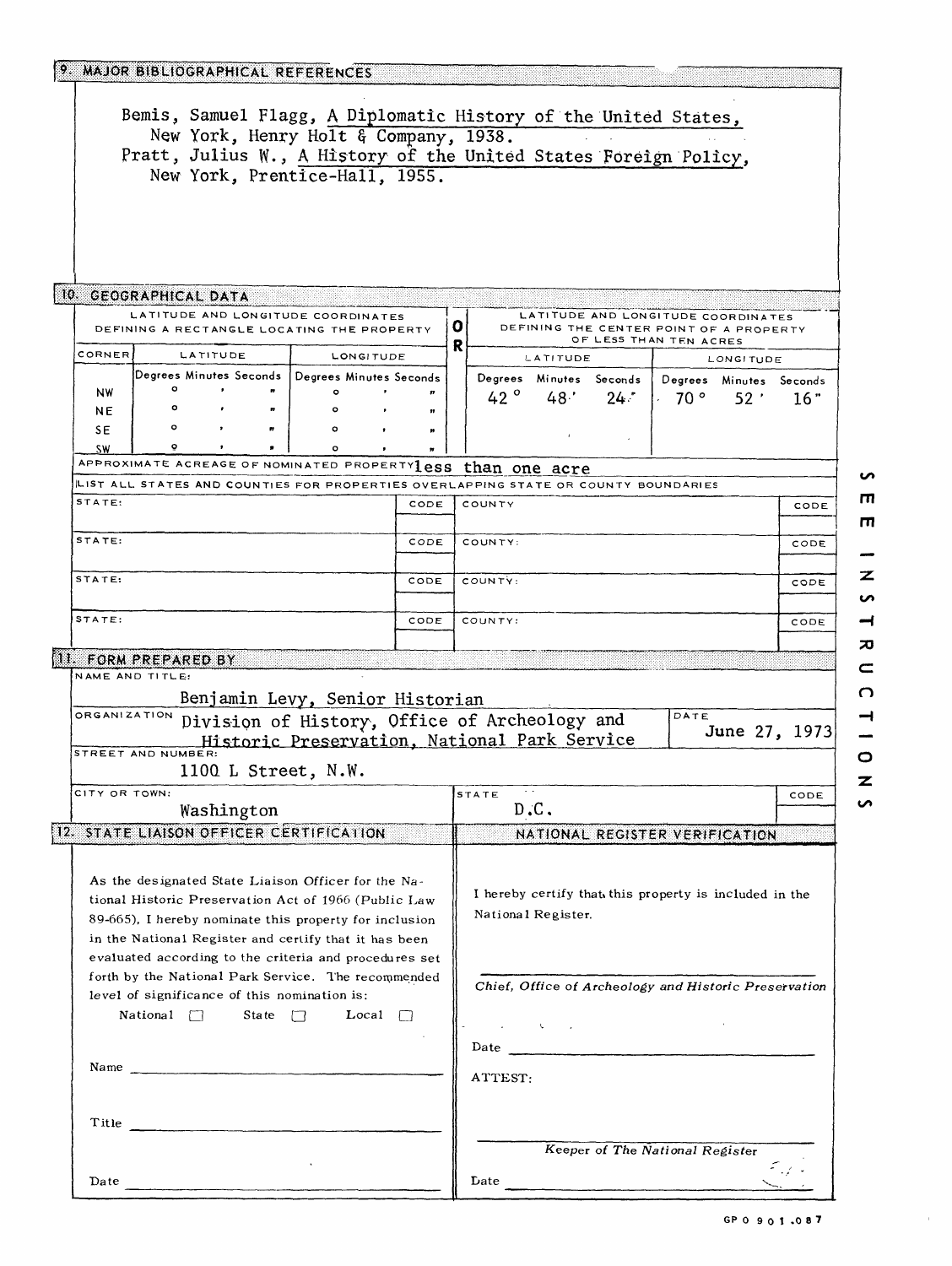## 9. MAJOR BIBLIOGRAPHICAL REFERENCES

Bemis, Samuel Flagg, A Diplomatic History of the United States, New York, Henry Holt & Company, 1938.

Pratt, Julius W., A History of the United States Foreign Policy, New York, Prentice-Hall, 1955.

## 10. GEOGRAPHICAL DATA

| LATITUDE AND LONGITUDE COORDINATES DEFINING A RECTANGLE LOCATING THE PROPERTY | | | OR | LATITUDE AND LONGITUDE COORDINATES DEFINING THE CENTER POINT OF A PROPERTY OF LESS THAN TEN ACRES | |
|---|---|---|---|---|---|
| CORNER | LATITUDE | LONGITUDE | | LATITUDE | LONGITUDE |
| | Degrees Minutes Seconds | Degrees Minutes Seconds | | Degrees Minutes Seconds | Degrees Minutes Seconds |
| NW | ° ' " | ° ' " | | 42° 48' 24" | 70° 52' 16" |
| NE | ° ' " | ° ' " | | | |
| SE | ° ' " | ° ' " | | | |
| SW | ° ' " | ° ' " | | | |

APPROXIMATE ACREAGE OF NOMINATED PROPERTY less than one acre

LIST ALL STATES AND COUNTIES FOR PROPERTIES OVERLAPPING STATE OR COUNTY BOUNDARIES

| STATE: | CODE | COUNTY | CODE |
|---|---|---|---|
| STATE: | CODE | COUNTY: | CODE |
| STATE: | CODE | COUNTY: | CODE |
| STATE: | CODE | COUNTY: | CODE |

## 11. FORM PREPARED BY

NAME AND TITLE:
Benjamin Levy, Senior Historian

ORGANIZATION: Division of History, Office of Archeology and Historic Preservation, National Park Service

DATE: June 27, 1973

STREET AND NUMBER:
1100 L Street, N.W.

CITY OR TOWN: Washington

STATE: D.C.

CODE:

## 12. STATE LIAISON OFFICER CERTIFICATION

As the designated State Liaison Officer for the National Historic Preservation Act of 1966 (Public Law 89-665), I hereby nominate this property for inclusion in the National Register and certify that it has been evaluated according to the criteria and procedures set forth by the National Park Service. The recommended level of significance of this nomination is:

National ☐ State ☐ Local ☐

Name ______________________

Title ______________________

Date ______________________

## NATIONAL REGISTER VERIFICATION

I hereby certify that this property is included in the National Register.

______________________

*Chief, Office of Archeology and Historic Preservation*

Date ______________________

ATTEST:

______________________

*Keeper of The National Register*

Date ______________________

SEE INSTRUCTIONS

GPO 901.087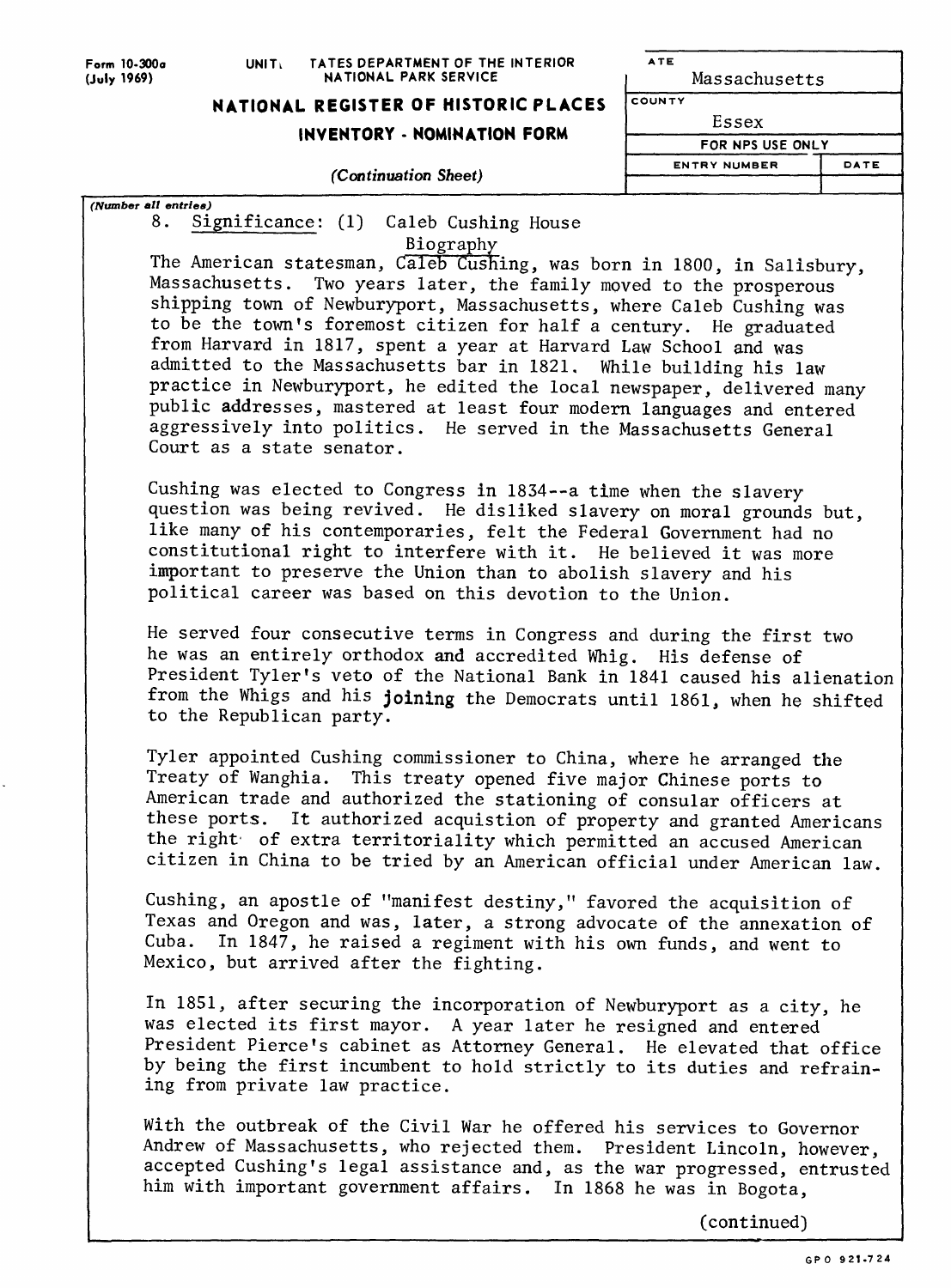Form 10-300a (July 1969)

UNITED STATES DEPARTMENT OF THE INTERIOR
NATIONAL PARK SERVICE

**NATIONAL REGISTER OF HISTORIC PLACES**
**INVENTORY - NOMINATION FORM**

*(Continuation Sheet)*

| STATE | |
|---|---|
| Massachusetts | |
| COUNTY | |
| Essex | |
| FOR NPS USE ONLY | |
| ENTRY NUMBER | DATE |
| | |

*(Number all entries)*

8. Significance: (1) Caleb Cushing House

Biography

The American statesman, Caleb Cushing, was born in 1800, in Salisbury, Massachusetts. Two years later, the family moved to the prosperous shipping town of Newburyport, Massachusetts, where Caleb Cushing was to be the town's foremost citizen for half a century. He graduated from Harvard in 1817, spent a year at Harvard Law School and was admitted to the Massachusetts bar in 1821. While building his law practice in Newburyport, he edited the local newspaper, delivered many public addresses, mastered at least four modern languages and entered aggressively into politics. He served in the Massachusetts General Court as a state senator.

Cushing was elected to Congress in 1834--a time when the slavery question was being revived. He disliked slavery on moral grounds but, like many of his contemporaries, felt the Federal Government had no constitutional right to interfere with it. He believed it was more important to preserve the Union than to abolish slavery and his political career was based on this devotion to the Union.

He served four consecutive terms in Congress and during the first two he was an entirely orthodox and accredited Whig. His defense of President Tyler's veto of the National Bank in 1841 caused his alienation from the Whigs and his joining the Democrats until 1861, when he shifted to the Republican party.

Tyler appointed Cushing commissioner to China, where he arranged the Treaty of Wanghia. This treaty opened five major Chinese ports to American trade and authorized the stationing of consular officers at these ports. It authorized acquistion of property and granted Americans the right of extra territoriality which permitted an accused American citizen in China to be tried by an American official under American law.

Cushing, an apostle of "manifest destiny," favored the acquisition of Texas and Oregon and was, later, a strong advocate of the annexation of Cuba. In 1847, he raised a regiment with his own funds, and went to Mexico, but arrived after the fighting.

In 1851, after securing the incorporation of Newburyport as a city, he was elected its first mayor. A year later he resigned and entered President Pierce's cabinet as Attorney General. He elevated that office by being the first incumbent to hold strictly to its duties and refraining from private law practice.

With the outbreak of the Civil War he offered his services to Governor Andrew of Massachusetts, who rejected them. President Lincoln, however, accepted Cushing's legal assistance and, as the war progressed, entrusted him with important government affairs. In 1868 he was in Bogota,

(continued)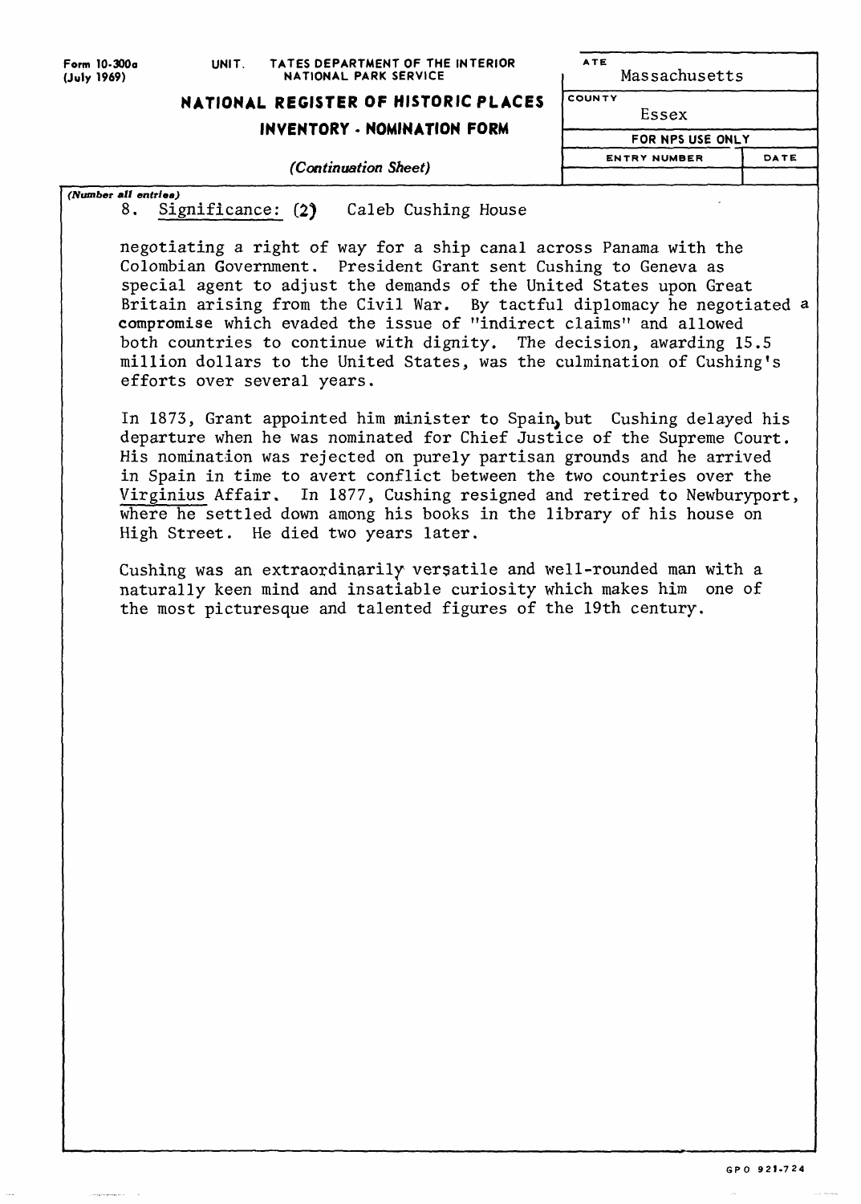Form 10-300a
(July 1969)

UNITED STATES DEPARTMENT OF THE INTERIOR
NATIONAL PARK SERVICE

**NATIONAL REGISTER OF HISTORIC PLACES**
**INVENTORY - NOMINATION FORM**

*(Continuation Sheet)*

| STATE | |
|---|---|
| Massachusetts | |
| COUNTY | |
| Essex | |
| FOR NPS USE ONLY | |
| ENTRY NUMBER | DATE |
| | |

*(Number all entries)*

8. Significance: (2) Caleb Cushing House

negotiating a right of way for a ship canal across Panama with the Colombian Government. President Grant sent Cushing to Geneva as special agent to adjust the demands of the United States upon Great Britain arising from the Civil War. By tactful diplomacy he negotiated a compromise which evaded the issue of "indirect claims" and allowed both countries to continue with dignity. The decision, awarding 15.5 million dollars to the United States, was the culmination of Cushing's efforts over several years.

In 1873, Grant appointed him minister to Spain, but Cushing delayed his departure when he was nominated for Chief Justice of the Supreme Court. His nomination was rejected on purely partisan grounds and he arrived in Spain in time to avert conflict between the two countries over the Virginius Affair. In 1877, Cushing resigned and retired to Newburyport, where he settled down among his books in the library of his house on High Street. He died two years later.

Cushing was an extraordinarily versatile and well-rounded man with a naturally keen mind and insatiable curiosity which makes him one of the most picturesque and talented figures of the 19th century.

GPO 921-724